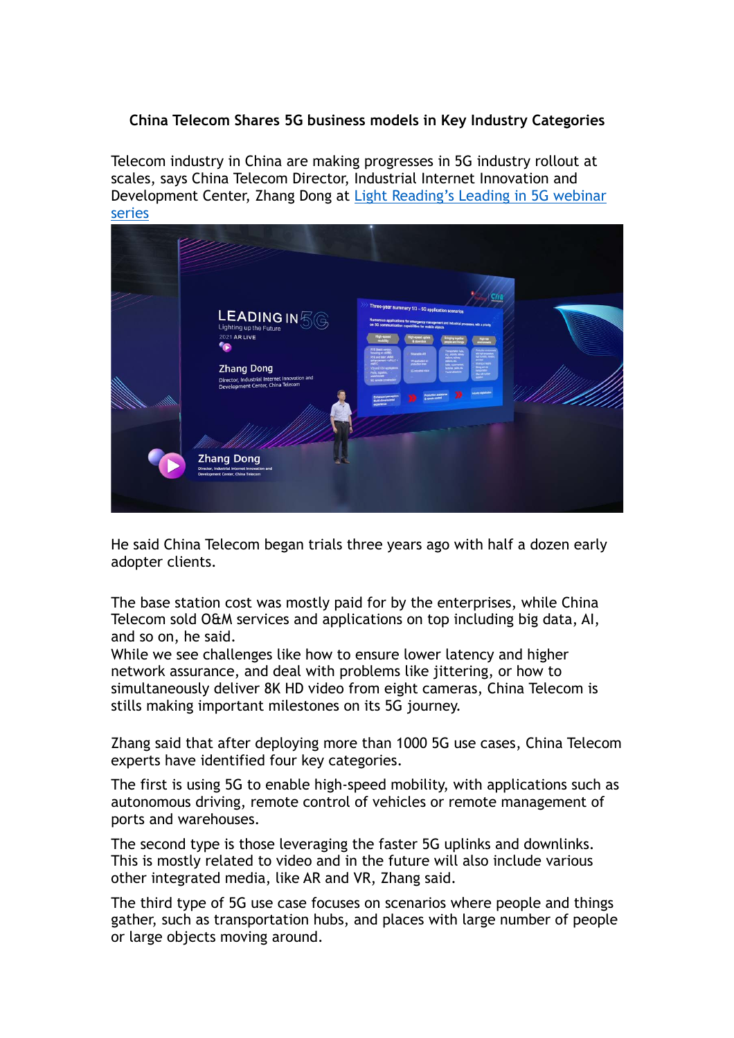# China Telecom Shares 5G business models in Key Industry Categories

Telecom industry in China are making progresses in 5G industry rollout at scales, says China Telecom Director, Industrial Internet Innovation and Development Center, Zhang Dong at [Light Reading's Leading in 5G webinar series]

He said China Telecom began trials three years ago with half a dozen early adopter clients.

The base station cost was mostly paid for by the enterprises, while China Telecom sold O&M services and applications on top including big data, AI, and so on, he said.
While we see challenges like how to ensure lower latency and higher network assurance, and deal with problems like jittering, or how to simultaneously deliver 8K HD video from eight cameras, China Telecom is stills making important milestones on its 5G journey.

Zhang said that after deploying more than 1000 5G use cases, China Telecom experts have identified four key categories.

The first is using 5G to enable high-speed mobility, with applications such as autonomous driving, remote control of vehicles or remote management of ports and warehouses.

The second type is those leveraging the faster 5G uplinks and downlinks. This is mostly related to video and in the future will also include various other integrated media, like AR and VR, Zhang said.

The third type of 5G use case focuses on scenarios where people and things gather, such as transportation hubs, and places with large number of people or large objects moving around.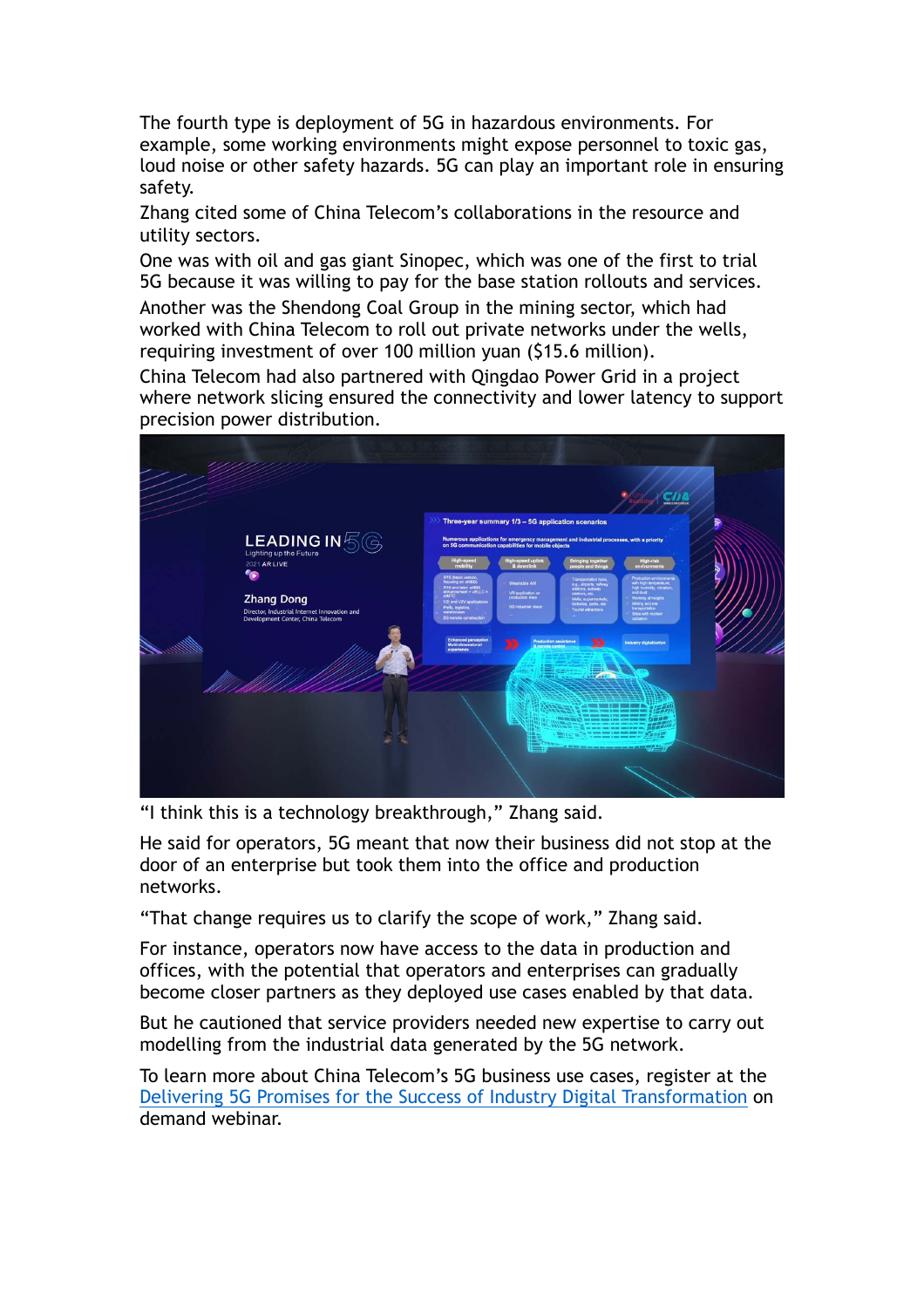The fourth type is deployment of 5G in hazardous environments. For example, some working environments might expose personnel to toxic gas, loud noise or other safety hazards. 5G can play an important role in ensuring safety.

Zhang cited some of China Telecom's collaborations in the resource and utility sectors.

One was with oil and gas giant Sinopec, which was one of the first to trial 5G because it was willing to pay for the base station rollouts and services.

Another was the Shendong Coal Group in the mining sector, which had worked with China Telecom to roll out private networks under the wells, requiring investment of over 100 million yuan ($15.6 million).

China Telecom had also partnered with Qingdao Power Grid in a project where network slicing ensured the connectivity and lower latency to support precision power distribution.

"I think this is a technology breakthrough," Zhang said.

He said for operators, 5G meant that now their business did not stop at the door of an enterprise but took them into the office and production networks.

"That change requires us to clarify the scope of work," Zhang said.

For instance, operators now have access to the data in production and offices, with the potential that operators and enterprises can gradually become closer partners as they deployed use cases enabled by that data.

But he cautioned that service providers needed new expertise to carry out modelling from the industrial data generated by the 5G network.

To learn more about China Telecom's 5G business use cases, register at the Delivering 5G Promises for the Success of Industry Digital Transformation on demand webinar.